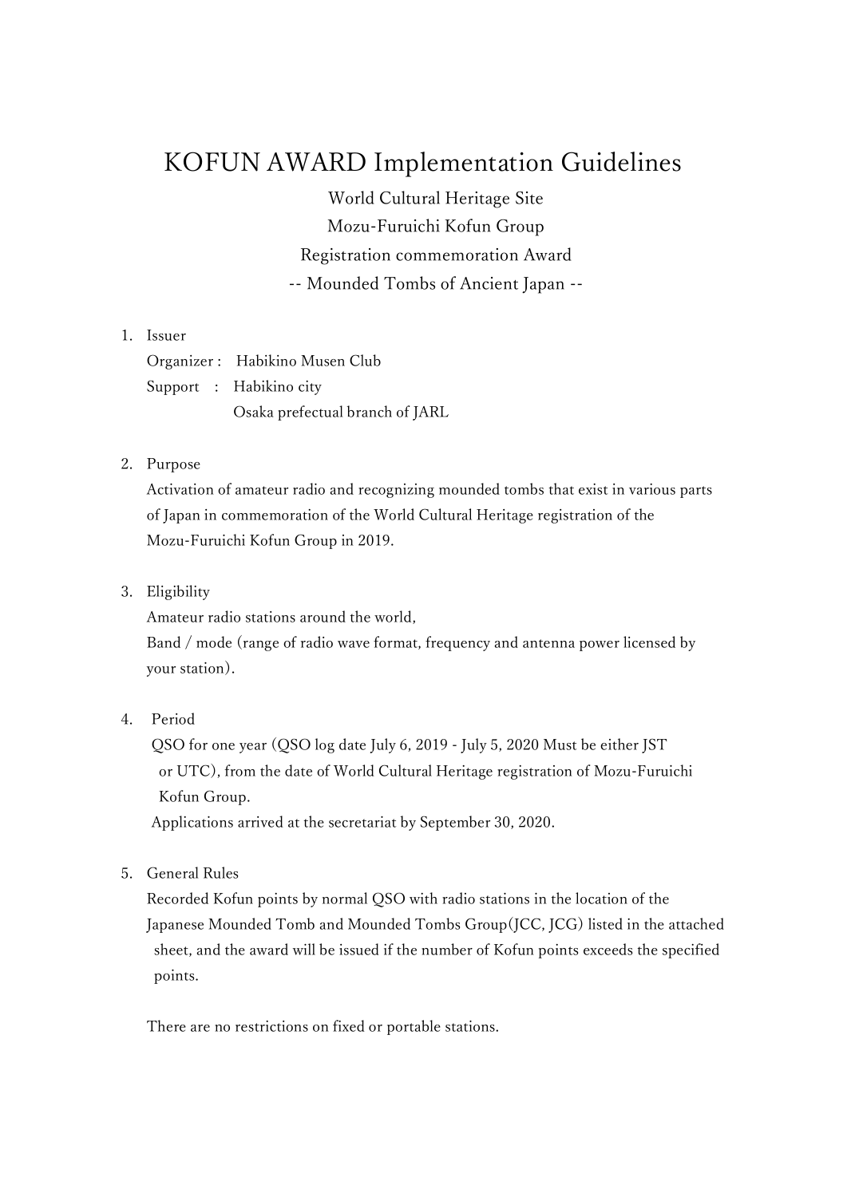# KOFUN AWARD Implementation Guidelines

World Cultural Heritage Site
Mozu-Furuichi Kofun Group
Registration commemoration Award
-- Mounded Tombs of Ancient Japan --

1. Issuer
   Organizer : Habikino Musen Club
   Support : Habikino city
   Osaka prefectual branch of JARL

2. Purpose
   Activation of amateur radio and recognizing mounded tombs that exist in various parts of Japan in commemoration of the World Cultural Heritage registration of the Mozu-Furuichi Kofun Group in 2019.

3. Eligibility
   Amateur radio stations around the world,
   Band / mode (range of radio wave format, frequency and antenna power licensed by your station).

4. Period
   QSO for one year (QSO log date July 6, 2019 - July 5, 2020 Must be either JST or UTC), from the date of World Cultural Heritage registration of Mozu-Furuichi Kofun Group.
   Applications arrived at the secretariat by September 30, 2020.

5. General Rules
   Recorded Kofun points by normal QSO with radio stations in the location of the Japanese Mounded Tomb and Mounded Tombs Group(JCC, JCG) listed in the attached sheet, and the award will be issued if the number of Kofun points exceeds the specified points.

   There are no restrictions on fixed or portable stations.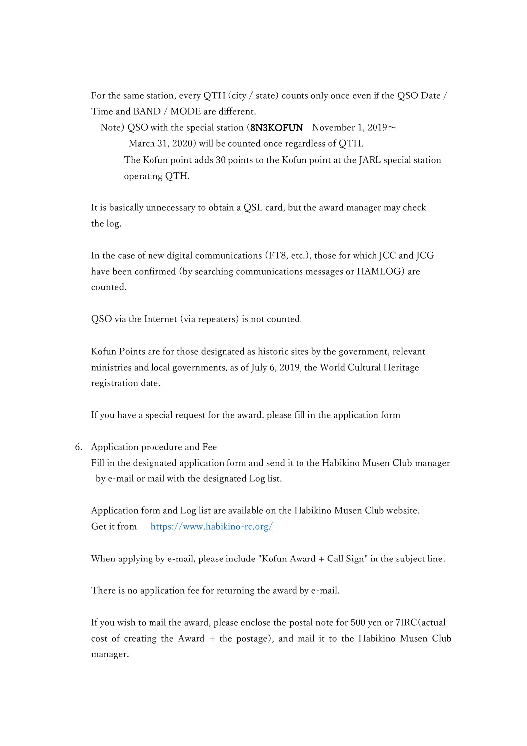For the same station, every QTH (city / state) counts only once even if the QSO Date / Time and BAND / MODE are different.

Note) QSO with the special station (**8N3KOFUN** November 1, 2019～ March 31, 2020) will be counted once regardless of QTH.
The Kofun point adds 30 points to the Kofun point at the JARL special station operating QTH.

It is basically unnecessary to obtain a QSL card, but the award manager may check the log.

In the case of new digital communications (FT8, etc.), those for which JCC and JCG have been confirmed (by searching communications messages or HAMLOG) are counted.

QSO via the Internet (via repeaters) is not counted.

Kofun Points are for those designated as historic sites by the government, relevant ministries and local governments, as of July 6, 2019, the World Cultural Heritage registration date.

If you have a special request for the award, please fill in the application form

6. Application procedure and Fee
   Fill in the designated application form and send it to the Habikino Musen Club manager by e-mail or mail with the designated Log list.

   Application form and Log list are available on the Habikino Musen Club website.
   Get it from https://www.habikino-rc.org/

   When applying by e-mail, please include "Kofun Award + Call Sign" in the subject line.

   There is no application fee for returning the award by e-mail.

   If you wish to mail the award, please enclose the postal note for 500 yen or 7IRC(actual cost of creating the Award + the postage), and mail it to the Habikino Musen Club manager.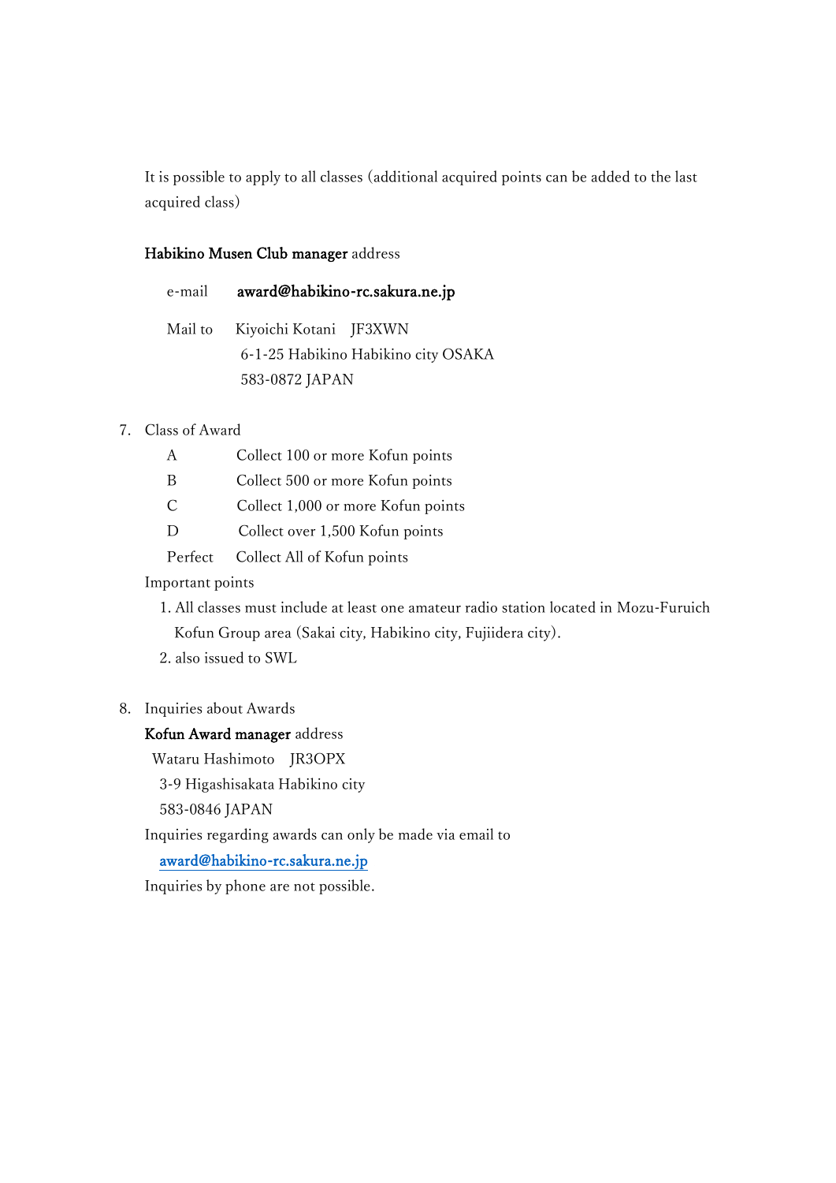It is possible to apply to all classes (additional acquired points can be added to the last acquired class)

**Habikino Musen Club manager** address

e-mail **award@habikino-rc.sakura.ne.jp**

Mail to Kiyoichi Kotani JF3XWN
6-1-25 Habikino Habikino city OSAKA
583-0872 JAPAN

7. Class of Award

| | |
|---|---|
| A | Collect 100 or more Kofun points |
| B | Collect 500 or more Kofun points |
| C | Collect 1,000 or more Kofun points |
| D | Collect over 1,500 Kofun points |
| Perfect | Collect All of Kofun points |

Important points

1. All classes must include at least one amateur radio station located in Mozu-Furuich Kofun Group area (Sakai city, Habikino city, Fujiidera city).
2. also issued to SWL

8. Inquiries about Awards

**Kofun Award manager** address
Wataru Hashimoto JR3OPX
3-9 Higashisakata Habikino city
583-0846 JAPAN

Inquiries regarding awards can only be made via email to
award@habikino-rc.sakura.ne.jp

Inquiries by phone are not possible.